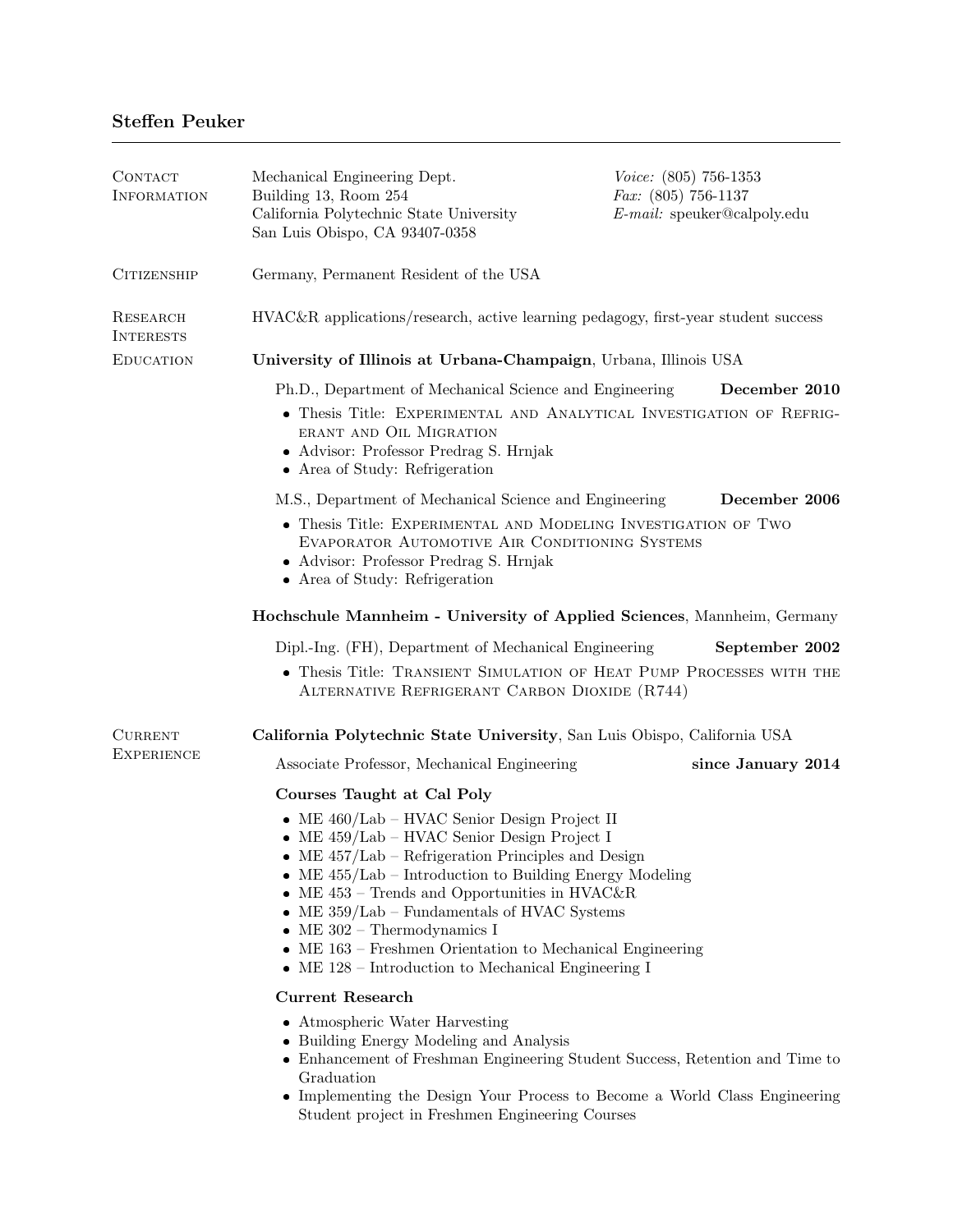# Steffen Peuker

## Contact Information

Mechanical Engineering Dept.
Building 13, Room 254
California Polytechnic State University
San Luis Obispo, CA 93407-0358

*Voice:* (805) 756-1353
*Fax:* (805) 756-1137
*E-mail:* speuker@calpoly.edu

## Citizenship

Germany, Permanent Resident of the USA

## Research Interests

HVAC&R applications/research, active learning pedagogy, first-year student success

## Education

**University of Illinois at Urbana-Champaign**, Urbana, Illinois USA

Ph.D., Department of Mechanical Science and Engineering — **December 2010**

- Thesis Title: Experimental and Analytical Investigation of Refrigerant and Oil Migration
- Advisor: Professor Predrag S. Hrnjak
- Area of Study: Refrigeration

M.S., Department of Mechanical Science and Engineering — **December 2006**

- Thesis Title: Experimental and Modeling Investigation of Two Evaporator Automotive Air Conditioning Systems
- Advisor: Professor Predrag S. Hrnjak
- Area of Study: Refrigeration

**Hochschule Mannheim - University of Applied Sciences**, Mannheim, Germany

Dipl.-Ing. (FH), Department of Mechanical Engineering — **September 2002**

- Thesis Title: Transient Simulation of Heat Pump Processes with the Alternative Refrigerant Carbon Dioxide (R744)

## Current Experience

**California Polytechnic State University**, San Luis Obispo, California USA

Associate Professor, Mechanical Engineering — **since January 2014**

### Courses Taught at Cal Poly

- ME 460/Lab – HVAC Senior Design Project II
- ME 459/Lab – HVAC Senior Design Project I
- ME 457/Lab – Refrigeration Principles and Design
- ME 455/Lab – Introduction to Building Energy Modeling
- ME 453 – Trends and Opportunities in HVAC&R
- ME 359/Lab – Fundamentals of HVAC Systems
- ME 302 – Thermodynamics I
- ME 163 – Freshmen Orientation to Mechanical Engineering
- ME 128 – Introduction to Mechanical Engineering I

### Current Research

- Atmospheric Water Harvesting
- Building Energy Modeling and Analysis
- Enhancement of Freshman Engineering Student Success, Retention and Time to Graduation
- Implementing the Design Your Process to Become a World Class Engineering Student project in Freshmen Engineering Courses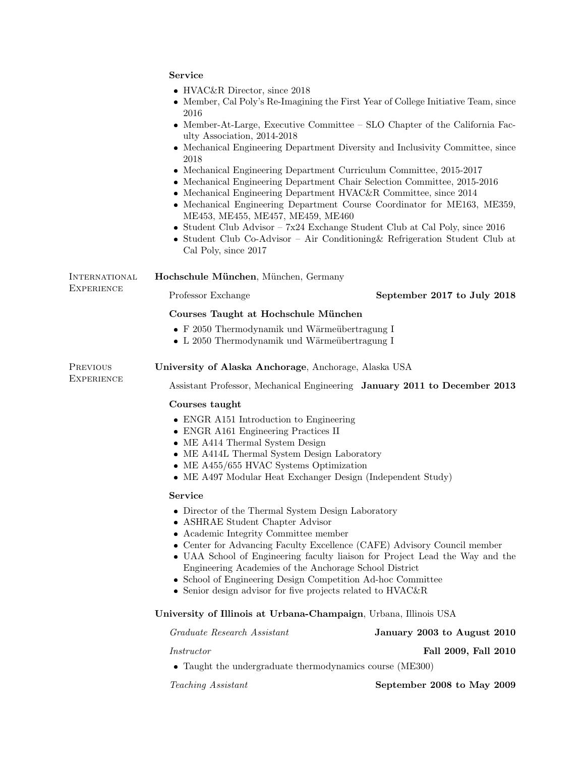**Service**

- HVAC&R Director, since 2018
- Member, Cal Poly's Re-Imagining the First Year of College Initiative Team, since 2016
- Member-At-Large, Executive Committee – SLO Chapter of the California Faculty Association, 2014-2018
- Mechanical Engineering Department Diversity and Inclusivity Committee, since 2018
- Mechanical Engineering Department Curriculum Committee, 2015-2017
- Mechanical Engineering Department Chair Selection Committee, 2015-2016
- Mechanical Engineering Department HVAC&R Committee, since 2014
- Mechanical Engineering Department Course Coordinator for ME163, ME359, ME453, ME455, ME457, ME459, ME460
- Student Club Advisor – 7x24 Exchange Student Club at Cal Poly, since 2016
- Student Club Co-Advisor – Air Conditioning& Refrigeration Student Club at Cal Poly, since 2017

## International Experience

**Hochschule München**, München, Germany

Professor Exchange — **September 2017 to July 2018**

**Courses Taught at Hochschule München**

- F 2050 Thermodynamik und Wärmeübertragung I
- L 2050 Thermodynamik und Wärmeübertragung I

## Previous Experience

**University of Alaska Anchorage**, Anchorage, Alaska USA

Assistant Professor, Mechanical Engineering — **January 2011 to December 2013**

**Courses taught**

- ENGR A151 Introduction to Engineering
- ENGR A161 Engineering Practices II
- ME A414 Thermal System Design
- ME A414L Thermal System Design Laboratory
- ME A455/655 HVAC Systems Optimization
- ME A497 Modular Heat Exchanger Design (Independent Study)

**Service**

- Director of the Thermal System Design Laboratory
- ASHRAE Student Chapter Advisor
- Academic Integrity Committee member
- Center for Advancing Faculty Excellence (CAFE) Advisory Council member
- UAA School of Engineering faculty liaison for Project Lead the Way and the Engineering Academies of the Anchorage School District
- School of Engineering Design Competition Ad-hoc Committee
- Senior design advisor for five projects related to HVAC&R

**University of Illinois at Urbana-Champaign**, Urbana, Illinois USA

*Graduate Research Assistant* — **January 2003 to August 2010**

*Instructor* — **Fall 2009, Fall 2010**

- Taught the undergraduate thermodynamics course (ME300)

*Teaching Assistant* — **September 2008 to May 2009**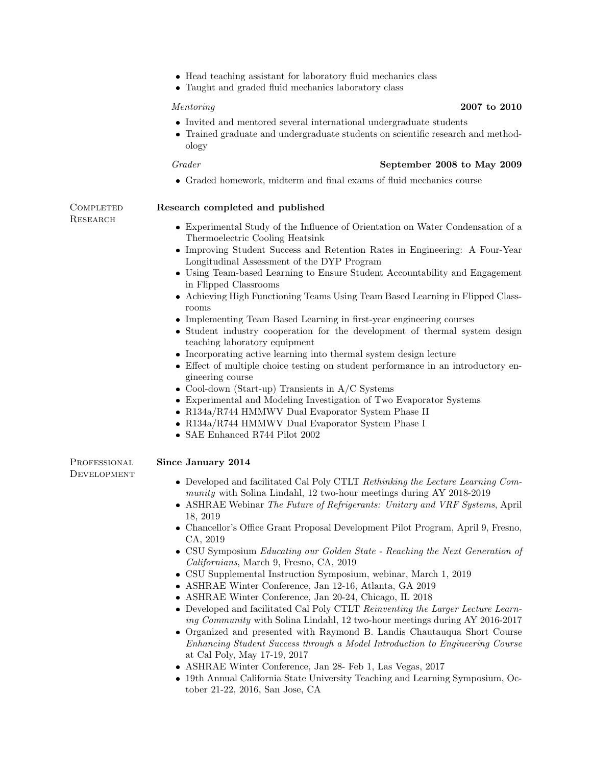- Head teaching assistant for laboratory fluid mechanics class
- Taught and graded fluid mechanics laboratory class

*Mentoring* **2007 to 2010**

- Invited and mentored several international undergraduate students
- Trained graduate and undergraduate students on scientific research and methodology

*Grader* **September 2008 to May 2009**

- Graded homework, midterm and final exams of fluid mechanics course

## Completed Research

**Research completed and published**

- Experimental Study of the Influence of Orientation on Water Condensation of a Thermoelectric Cooling Heatsink
- Improving Student Success and Retention Rates in Engineering: A Four-Year Longitudinal Assessment of the DYP Program
- Using Team-based Learning to Ensure Student Accountability and Engagement in Flipped Classrooms
- Achieving High Functioning Teams Using Team Based Learning in Flipped Classrooms
- Implementing Team Based Learning in first-year engineering courses
- Student industry cooperation for the development of thermal system design teaching laboratory equipment
- Incorporating active learning into thermal system design lecture
- Effect of multiple choice testing on student performance in an introductory engineering course
- Cool-down (Start-up) Transients in A/C Systems
- Experimental and Modeling Investigation of Two Evaporator Systems
- R134a/R744 HMMWV Dual Evaporator System Phase II
- R134a/R744 HMMWV Dual Evaporator System Phase I
- SAE Enhanced R744 Pilot 2002

## Professional Development

**Since January 2014**

- Developed and facilitated Cal Poly CTLT *Rethinking the Lecture Learning Community* with Solina Lindahl, 12 two-hour meetings during AY 2018-2019
- ASHRAE Webinar *The Future of Refrigerants: Unitary and VRF Systems*, April 18, 2019
- Chancellor's Office Grant Proposal Development Pilot Program, April 9, Fresno, CA, 2019
- CSU Symposium *Educating our Golden State - Reaching the Next Generation of Californians*, March 9, Fresno, CA, 2019
- CSU Supplemental Instruction Symposium, webinar, March 1, 2019
- ASHRAE Winter Conference, Jan 12-16, Atlanta, GA 2019
- ASHRAE Winter Conference, Jan 20-24, Chicago, IL 2018
- Developed and facilitated Cal Poly CTLT *Reinventing the Larger Lecture Learning Community* with Solina Lindahl, 12 two-hour meetings during AY 2016-2017
- Organized and presented with Raymond B. Landis Chautauqua Short Course *Enhancing Student Success through a Model Introduction to Engineering Course* at Cal Poly, May 17-19, 2017
- ASHRAE Winter Conference, Jan 28- Feb 1, Las Vegas, 2017
- 19th Annual California State University Teaching and Learning Symposium, October 21-22, 2016, San Jose, CA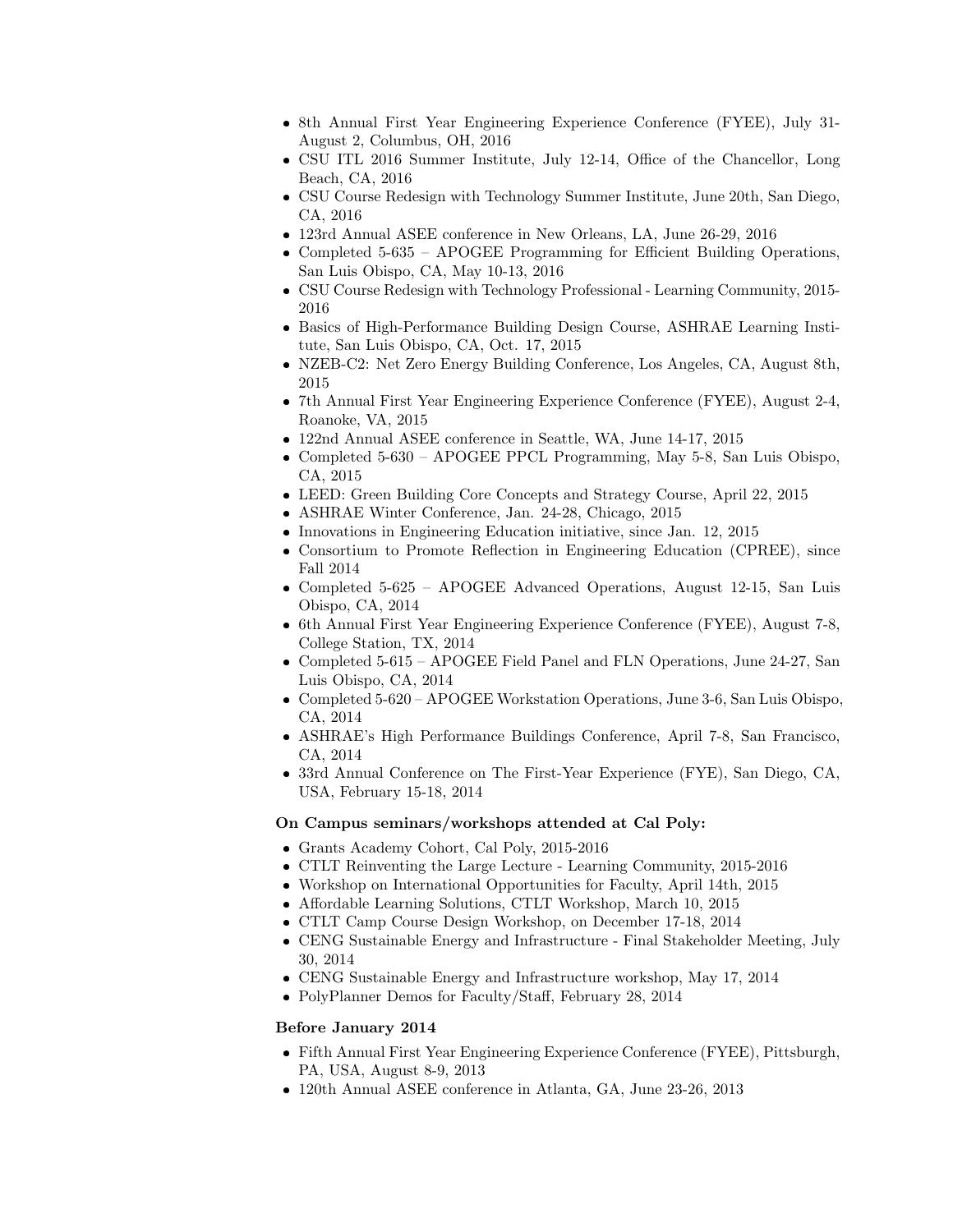- 8th Annual First Year Engineering Experience Conference (FYEE), July 31-August 2, Columbus, OH, 2016
- CSU ITL 2016 Summer Institute, July 12-14, Office of the Chancellor, Long Beach, CA, 2016
- CSU Course Redesign with Technology Summer Institute, June 20th, San Diego, CA, 2016
- 123rd Annual ASEE conference in New Orleans, LA, June 26-29, 2016
- Completed 5-635 – APOGEE Programming for Efficient Building Operations, San Luis Obispo, CA, May 10-13, 2016
- CSU Course Redesign with Technology Professional - Learning Community, 2015-2016
- Basics of High-Performance Building Design Course, ASHRAE Learning Institute, San Luis Obispo, CA, Oct. 17, 2015
- NZEB-C2: Net Zero Energy Building Conference, Los Angeles, CA, August 8th, 2015
- 7th Annual First Year Engineering Experience Conference (FYEE), August 2-4, Roanoke, VA, 2015
- 122nd Annual ASEE conference in Seattle, WA, June 14-17, 2015
- Completed 5-630 – APOGEE PPCL Programming, May 5-8, San Luis Obispo, CA, 2015
- LEED: Green Building Core Concepts and Strategy Course, April 22, 2015
- ASHRAE Winter Conference, Jan. 24-28, Chicago, 2015
- Innovations in Engineering Education initiative, since Jan. 12, 2015
- Consortium to Promote Reflection in Engineering Education (CPREE), since Fall 2014
- Completed 5-625 – APOGEE Advanced Operations, August 12-15, San Luis Obispo, CA, 2014
- 6th Annual First Year Engineering Experience Conference (FYEE), August 7-8, College Station, TX, 2014
- Completed 5-615 – APOGEE Field Panel and FLN Operations, June 24-27, San Luis Obispo, CA, 2014
- Completed 5-620 – APOGEE Workstation Operations, June 3-6, San Luis Obispo, CA, 2014
- ASHRAE's High Performance Buildings Conference, April 7-8, San Francisco, CA, 2014
- 33rd Annual Conference on The First-Year Experience (FYE), San Diego, CA, USA, February 15-18, 2014

**On Campus seminars/workshops attended at Cal Poly:**

- Grants Academy Cohort, Cal Poly, 2015-2016
- CTLT Reinventing the Large Lecture - Learning Community, 2015-2016
- Workshop on International Opportunities for Faculty, April 14th, 2015
- Affordable Learning Solutions, CTLT Workshop, March 10, 2015
- CTLT Camp Course Design Workshop, on December 17-18, 2014
- CENG Sustainable Energy and Infrastructure - Final Stakeholder Meeting, July 30, 2014
- CENG Sustainable Energy and Infrastructure workshop, May 17, 2014
- PolyPlanner Demos for Faculty/Staff, February 28, 2014

**Before January 2014**

- Fifth Annual First Year Engineering Experience Conference (FYEE), Pittsburgh, PA, USA, August 8-9, 2013
- 120th Annual ASEE conference in Atlanta, GA, June 23-26, 2013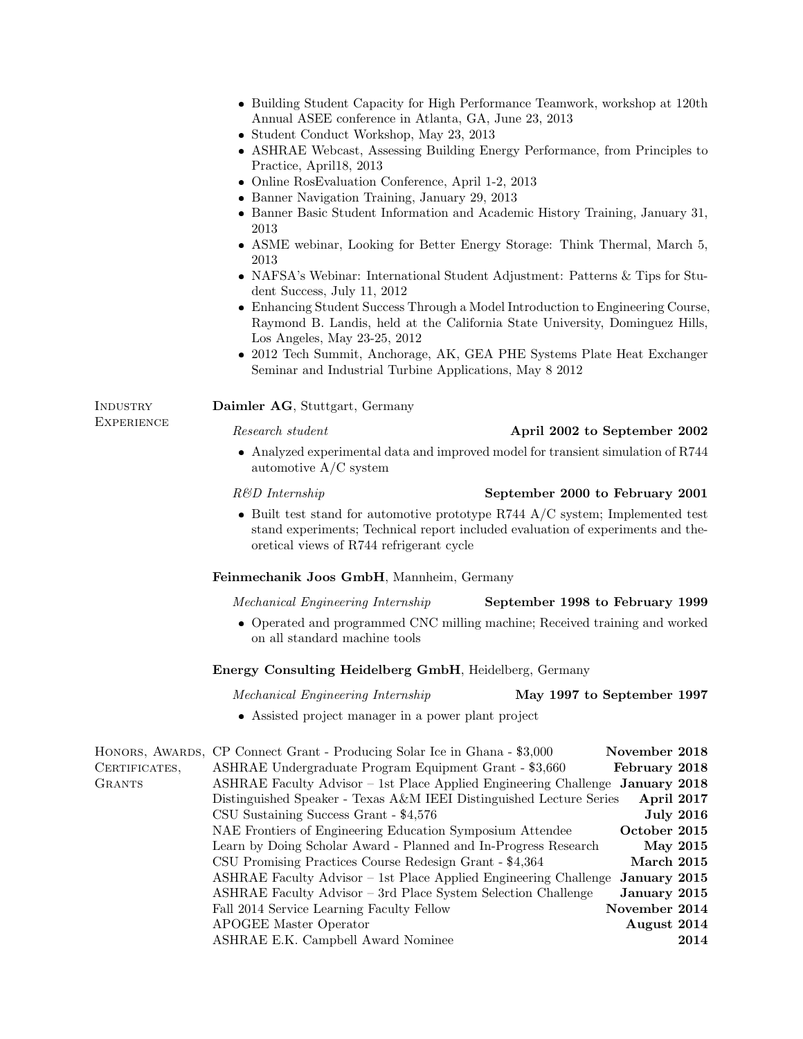- Building Student Capacity for High Performance Teamwork, workshop at 120th Annual ASEE conference in Atlanta, GA, June 23, 2013
- Student Conduct Workshop, May 23, 2013
- ASHRAE Webcast, Assessing Building Energy Performance, from Principles to Practice, April18, 2013
- Online RosEvaluation Conference, April 1-2, 2013
- Banner Navigation Training, January 29, 2013
- Banner Basic Student Information and Academic History Training, January 31, 2013
- ASME webinar, Looking for Better Energy Storage: Think Thermal, March 5, 2013
- NAFSA's Webinar: International Student Adjustment: Patterns & Tips for Student Success, July 11, 2012
- Enhancing Student Success Through a Model Introduction to Engineering Course, Raymond B. Landis, held at the California State University, Dominguez Hills, Los Angeles, May 23-25, 2012
- 2012 Tech Summit, Anchorage, AK, GEA PHE Systems Plate Heat Exchanger Seminar and Industrial Turbine Applications, May 8 2012

## Industry Experience

**Daimler AG**, Stuttgart, Germany

*Research student* — **April 2002 to September 2002**

- Analyzed experimental data and improved model for transient simulation of R744 automotive A/C system

*R&D Internship* — **September 2000 to February 2001**

- Built test stand for automotive prototype R744 A/C system; Implemented test stand experiments; Technical report included evaluation of experiments and theoretical views of R744 refrigerant cycle

**Feinmechanik Joos GmbH**, Mannheim, Germany

*Mechanical Engineering Internship* — **September 1998 to February 1999**

- Operated and programmed CNC milling machine; Received training and worked on all standard machine tools

**Energy Consulting Heidelberg GmbH**, Heidelberg, Germany

*Mechanical Engineering Internship* — **May 1997 to September 1997**

- Assisted project manager in a power plant project

## Honors, Awards, Certificates, Grants

| | |
|---|---|
| CP Connect Grant - Producing Solar Ice in Ghana - $3,000 | **November 2018** |
| ASHRAE Undergraduate Program Equipment Grant - $3,660 | **February 2018** |
| ASHRAE Faculty Advisor – 1st Place Applied Engineering Challenge | **January 2018** |
| Distinguished Speaker - Texas A&M IEEI Distinguished Lecture Series | **April 2017** |
| CSU Sustaining Success Grant - $4,576 | **July 2016** |
| NAE Frontiers of Engineering Education Symposium Attendee | **October 2015** |
| Learn by Doing Scholar Award - Planned and In-Progress Research | **May 2015** |
| CSU Promising Practices Course Redesign Grant - $4,364 | **March 2015** |
| ASHRAE Faculty Advisor – 1st Place Applied Engineering Challenge | **January 2015** |
| ASHRAE Faculty Advisor – 3rd Place System Selection Challenge | **January 2015** |
| Fall 2014 Service Learning Faculty Fellow | **November 2014** |
| APOGEE Master Operator | **August 2014** |
| ASHRAE E.K. Campbell Award Nominee | **2014** |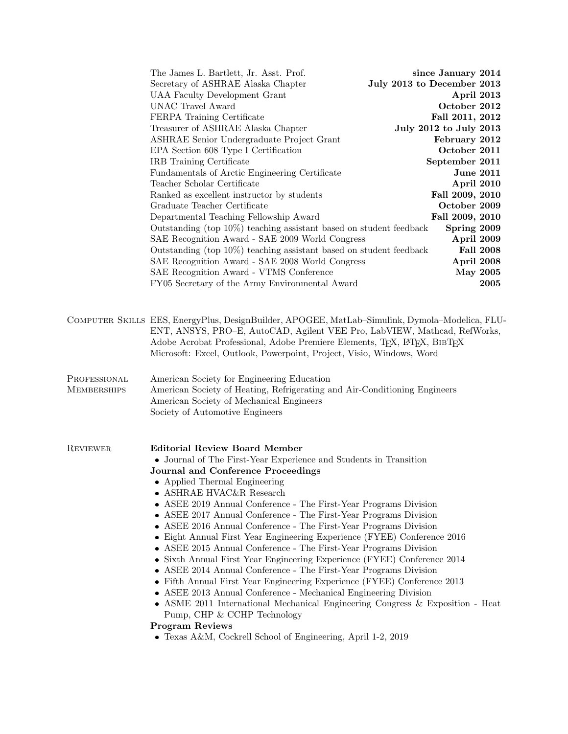| | |
|---|---|
| The James L. Bartlett, Jr. Asst. Prof. | **since January 2014** |
| Secretary of ASHRAE Alaska Chapter | **July 2013 to December 2013** |
| UAA Faculty Development Grant | **April 2013** |
| UNAC Travel Award | **October 2012** |
| FERPA Training Certificate | **Fall 2011, 2012** |
| Treasurer of ASHRAE Alaska Chapter | **July 2012 to July 2013** |
| ASHRAE Senior Undergraduate Project Grant | **February 2012** |
| EPA Section 608 Type I Certification | **October 2011** |
| IRB Training Certificate | **September 2011** |
| Fundamentals of Arctic Engineering Certificate | **June 2011** |
| Teacher Scholar Certificate | **April 2010** |
| Ranked as excellent instructor by students | **Fall 2009, 2010** |
| Graduate Teacher Certificate | **October 2009** |
| Departmental Teaching Fellowship Award | **Fall 2009, 2010** |
| Outstanding (top 10%) teaching assistant based on student feedback | **Spring 2009** |
| SAE Recognition Award - SAE 2009 World Congress | **April 2009** |
| Outstanding (top 10%) teaching assistant based on student feedback | **Fall 2008** |
| SAE Recognition Award - SAE 2008 World Congress | **April 2008** |
| SAE Recognition Award - VTMS Conference | **May 2005** |
| FY05 Secretary of the Army Environmental Award | **2005** |

## Computer Skills

EES, EnergyPlus, DesignBuilder, APOGEE, MatLab–Simulink, Dymola–Modelica, FLUENT, ANSYS, PRO–E, AutoCAD, Agilent VEE Pro, LabVIEW, Mathcad, RefWorks, Adobe Acrobat Professional, Adobe Premiere Elements, TEX, LATEX, BIBTEX
Microsoft: Excel, Outlook, Powerpoint, Project, Visio, Windows, Word

## Professional Memberships

American Society for Engineering Education
American Society of Heating, Refrigerating and Air-Conditioning Engineers
American Society of Mechanical Engineers
Society of Automotive Engineers

## Reviewer

**Editorial Review Board Member**

- Journal of The First-Year Experience and Students in Transition

**Journal and Conference Proceedings**

- Applied Thermal Engineering
- ASHRAE HVAC&R Research
- ASEE 2019 Annual Conference - The First-Year Programs Division
- ASEE 2017 Annual Conference - The First-Year Programs Division
- ASEE 2016 Annual Conference - The First-Year Programs Division
- Eight Annual First Year Engineering Experience (FYEE) Conference 2016
- ASEE 2015 Annual Conference - The First-Year Programs Division
- Sixth Annual First Year Engineering Experience (FYEE) Conference 2014
- ASEE 2014 Annual Conference - The First-Year Programs Division
- Fifth Annual First Year Engineering Experience (FYEE) Conference 2013
- ASEE 2013 Annual Conference - Mechanical Engineering Division
- ASME 2011 International Mechanical Engineering Congress & Exposition - Heat Pump, CHP & CCHP Technology

**Program Reviews**

- Texas A&M, Cockrell School of Engineering, April 1-2, 2019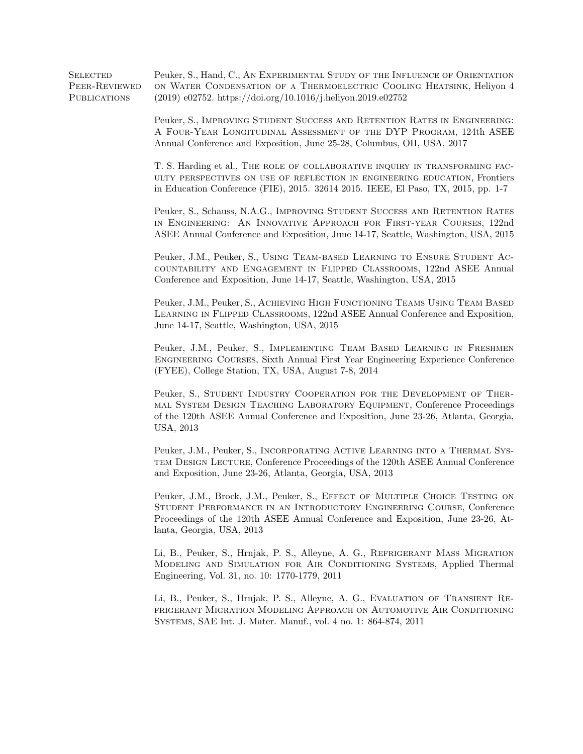## Selected Peer-Reviewed Publications

Peuker, S., Hand, C., An Experimental Study of the Influence of Orientation on Water Condensation of a Thermoelectric Cooling Heatsink, Heliyon 4 (2019) e02752. https://doi.org/10.1016/j.heliyon.2019.e02752

Peuker, S., Improving Student Success and Retention Rates in Engineering: A Four-Year Longitudinal Assessment of the DYP Program, 124th ASEE Annual Conference and Exposition, June 25-28, Columbus, OH, USA, 2017

T. S. Harding et al., The role of collaborative inquiry in transforming faculty perspectives on use of reflection in engineering education, Frontiers in Education Conference (FIE), 2015. 32614 2015. IEEE, El Paso, TX, 2015, pp. 1-7

Peuker, S., Schauss, N.A.G., Improving Student Success and Retention Rates in Engineering: An Innovative Approach for First-year Courses, 122nd ASEE Annual Conference and Exposition, June 14-17, Seattle, Washington, USA, 2015

Peuker, J.M., Peuker, S., Using Team-based Learning to Ensure Student Accountability and Engagement in Flipped Classrooms, 122nd ASEE Annual Conference and Exposition, June 14-17, Seattle, Washington, USA, 2015

Peuker, J.M., Peuker, S., Achieving High Functioning Teams Using Team Based Learning in Flipped Classrooms, 122nd ASEE Annual Conference and Exposition, June 14-17, Seattle, Washington, USA, 2015

Peuker, J.M., Peuker, S., Implementing Team Based Learning in Freshmen Engineering Courses, Sixth Annual First Year Engineering Experience Conference (FYEE), College Station, TX, USA, August 7-8, 2014

Peuker, S., Student Industry Cooperation for the Development of Thermal System Design Teaching Laboratory Equipment, Conference Proceedings of the 120th ASEE Annual Conference and Exposition, June 23-26, Atlanta, Georgia, USA, 2013

Peuker, J.M., Peuker, S., Incorporating Active Learning into a Thermal System Design Lecture, Conference Proceedings of the 120th ASEE Annual Conference and Exposition, June 23-26, Atlanta, Georgia, USA, 2013

Peuker, J.M., Brock, J.M., Peuker, S., Effect of Multiple Choice Testing on Student Performance in an Introductory Engineering Course, Conference Proceedings of the 120th ASEE Annual Conference and Exposition, June 23-26, Atlanta, Georgia, USA, 2013

Li, B., Peuker, S., Hrnjak, P. S., Alleyne, A. G., Refrigerant Mass Migration Modeling and Simulation for Air Conditioning Systems, Applied Thermal Engineering, Vol. 31, no. 10: 1770-1779, 2011

Li, B., Peuker, S., Hrnjak, P. S., Alleyne, A. G., Evaluation of Transient Refrigerant Migration Modeling Approach on Automotive Air Conditioning Systems, SAE Int. J. Mater. Manuf., vol. 4 no. 1: 864-874, 2011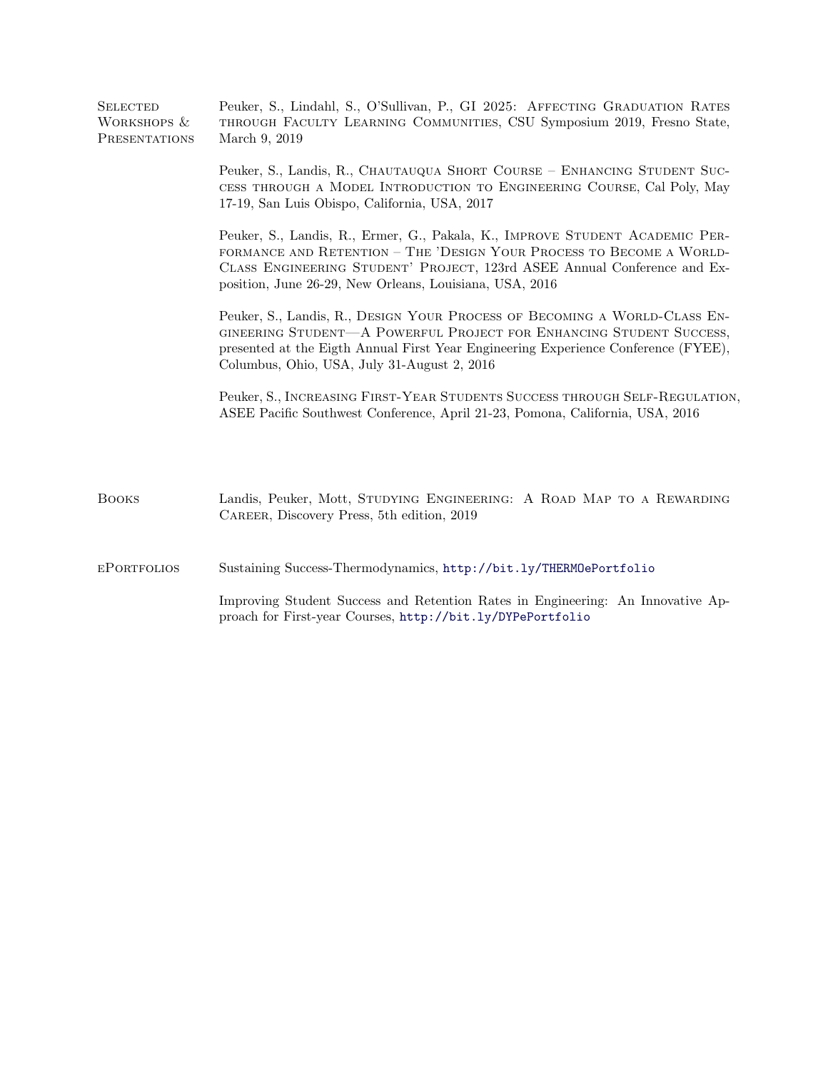## Selected Workshops & Presentations

Peuker, S., Lindahl, S., O'Sullivan, P., GI 2025: Affecting Graduation Rates through Faculty Learning Communities, CSU Symposium 2019, Fresno State, March 9, 2019

Peuker, S., Landis, R., Chautauqua Short Course – Enhancing Student Success through a Model Introduction to Engineering Course, Cal Poly, May 17-19, San Luis Obispo, California, USA, 2017

Peuker, S., Landis, R., Ermer, G., Pakala, K., Improve Student Academic Performance and Retention – The 'Design Your Process to Become a World-Class Engineering Student' Project, 123rd ASEE Annual Conference and Exposition, June 26-29, New Orleans, Louisiana, USA, 2016

Peuker, S., Landis, R., Design Your Process of Becoming a World-Class Engineering Student—A Powerful Project for Enhancing Student Success, presented at the Eigth Annual First Year Engineering Experience Conference (FYEE), Columbus, Ohio, USA, July 31-August 2, 2016

Peuker, S., Increasing First-Year Students Success through Self-Regulation, ASEE Pacific Southwest Conference, April 21-23, Pomona, California, USA, 2016

## Books

Landis, Peuker, Mott, Studying Engineering: A Road Map to a Rewarding Career, Discovery Press, 5th edition, 2019

## ePortfolios

Sustaining Success-Thermodynamics, http://bit.ly/THERMOePortfolio

Improving Student Success and Retention Rates in Engineering: An Innovative Approach for First-year Courses, http://bit.ly/DYPePortfolio